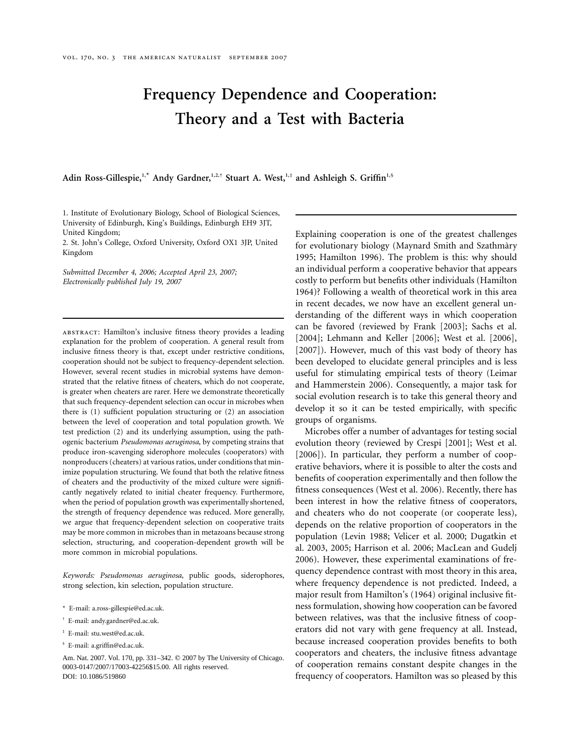# Frequency Dependence and Cooperation: Theory and a Test with Bacteria

Adin Ross-Gillespie,[1,*] Andy Gardner,[1,2,†] Stuart A. West,[1,‡] and Ashleigh S. Griffin[1,§]

1. Institute of Evolutionary Biology, School of Biological Sciences, University of Edinburgh, King's Buildings, Edinburgh EH9 3JT, United Kingdom;
2. St. John's College, Oxford University, Oxford OX1 3JP, United Kingdom

*Submitted December 4, 2006; Accepted April 23, 2007; Electronically published July 19, 2007*

ABSTRACT: Hamilton's inclusive fitness theory provides a leading explanation for the problem of cooperation. A general result from inclusive fitness theory is that, except under restrictive conditions, cooperation should not be subject to frequency-dependent selection. However, several recent studies in microbial systems have demonstrated that the relative fitness of cheaters, which do not cooperate, is greater when cheaters are rarer. Here we demonstrate theoretically that such frequency-dependent selection can occur in microbes when there is (1) sufficient population structuring or (2) an association between the level of cooperation and total population growth. We test prediction (2) and its underlying assumption, using the pathogenic bacterium *Pseudomonas aeruginosa*, by competing strains that produce iron-scavenging siderophore molecules (cooperators) with nonproducers (cheaters) at various ratios, under conditions that minimize population structuring. We found that both the relative fitness of cheaters and the productivity of the mixed culture were significantly negatively related to initial cheater frequency. Furthermore, when the period of population growth was experimentally shortened, the strength of frequency dependence was reduced. More generally, we argue that frequency-dependent selection on cooperative traits may be more common in microbes than in metazoans because strong selection, structuring, and cooperation-dependent growth will be more common in microbial populations.

*Keywords: Pseudomonas aeruginosa*, public goods, siderophores, strong selection, kin selection, population structure.

\* E-mail: a.ross-gillespie@ed.ac.uk.

† E-mail: andy.gardner@ed.ac.uk.

‡ E-mail: stu.west@ed.ac.uk.

§ E-mail: a.griffin@ed.ac.uk.

Am. Nat. 2007. Vol. 170, pp. 331–342. © 2007 by The University of Chicago. 0003-0147/2007/17003-42256$15.00. All rights reserved.
DOI: 10.1086/519860

Explaining cooperation is one of the greatest challenges for evolutionary biology (Maynard Smith and Szathmàry 1995; Hamilton 1996). The problem is this: why should an individual perform a cooperative behavior that appears costly to perform but benefits other individuals (Hamilton 1964)? Following a wealth of theoretical work in this area in recent decades, we now have an excellent general understanding of the different ways in which cooperation can be favored (reviewed by Frank [2003]; Sachs et al. [2004]; Lehmann and Keller [2006]; West et al. [2006], [2007]). However, much of this vast body of theory has been developed to elucidate general principles and is less useful for stimulating empirical tests of theory (Leimar and Hammerstein 2006). Consequently, a major task for social evolution research is to take this general theory and develop it so it can be tested empirically, with specific groups of organisms.

Microbes offer a number of advantages for testing social evolution theory (reviewed by Crespi [2001]; West et al. [2006]). In particular, they perform a number of cooperative behaviors, where it is possible to alter the costs and benefits of cooperation experimentally and then follow the fitness consequences (West et al. 2006). Recently, there has been interest in how the relative fitness of cooperators, and cheaters who do not cooperate (or cooperate less), depends on the relative proportion of cooperators in the population (Levin 1988; Velicer et al. 2000; Dugatkin et al. 2003, 2005; Harrison et al. 2006; MacLean and Gudelj 2006). However, these experimental examinations of frequency dependence contrast with most theory in this area, where frequency dependence is not predicted. Indeed, a major result from Hamilton's (1964) original inclusive fitness formulation, showing how cooperation can be favored between relatives, was that the inclusive fitness of cooperators did not vary with gene frequency at all. Instead, because increased cooperation provides benefits to both cooperators and cheaters, the inclusive fitness advantage of cooperation remains constant despite changes in the frequency of cooperators. Hamilton was so pleased by this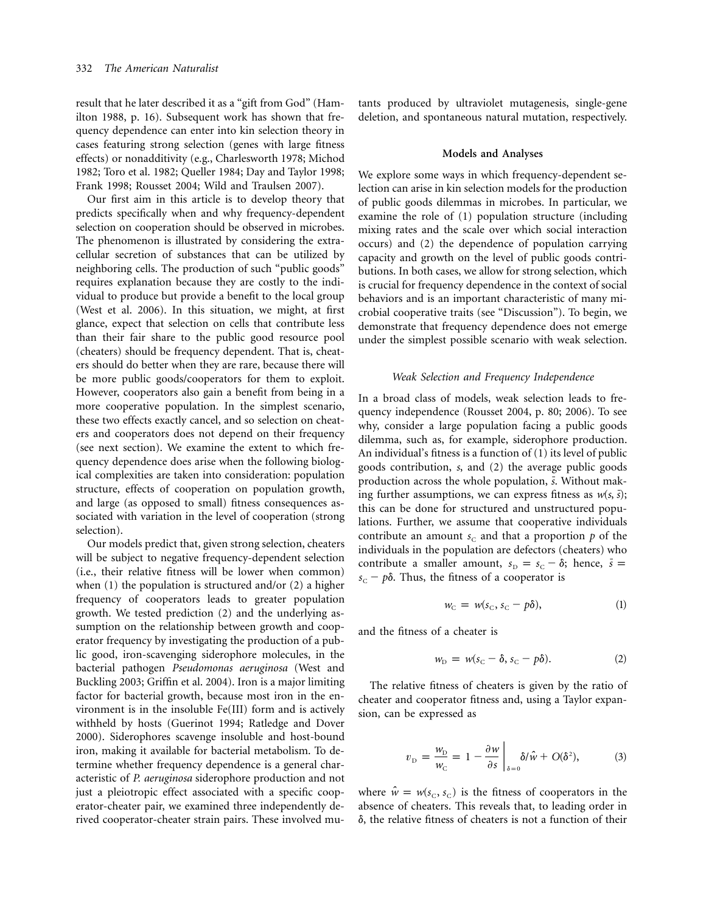result that he later described it as a "gift from God" (Hamilton 1988, p. 16). Subsequent work has shown that frequency dependence can enter into kin selection theory in cases featuring strong selection (genes with large fitness effects) or nonadditivity (e.g., Charlesworth 1978; Michod 1982; Toro et al. 1982; Queller 1984; Day and Taylor 1998; Frank 1998; Rousset 2004; Wild and Traulsen 2007).

Our first aim in this article is to develop theory that predicts specifically when and why frequency-dependent selection on cooperation should be observed in microbes. The phenomenon is illustrated by considering the extracellular secretion of substances that can be utilized by neighboring cells. The production of such "public goods" requires explanation because they are costly to the individual to produce but provide a benefit to the local group (West et al. 2006). In this situation, we might, at first glance, expect that selection on cells that contribute less than their fair share to the public good resource pool (cheaters) should be frequency dependent. That is, cheaters should do better when they are rare, because there will be more public goods/cooperators for them to exploit. However, cooperators also gain a benefit from being in a more cooperative population. In the simplest scenario, these two effects exactly cancel, and so selection on cheaters and cooperators does not depend on their frequency (see next section). We examine the extent to which frequency dependence does arise when the following biological complexities are taken into consideration: population structure, effects of cooperation on population growth, and large (as opposed to small) fitness consequences associated with variation in the level of cooperation (strong selection).

Our models predict that, given strong selection, cheaters will be subject to negative frequency-dependent selection (i.e., their relative fitness will be lower when common) when (1) the population is structured and/or (2) a higher frequency of cooperators leads to greater population growth. We tested prediction (2) and the underlying assumption on the relationship between growth and cooperator frequency by investigating the production of a public good, iron-scavenging siderophore molecules, in the bacterial pathogen *Pseudomonas aeruginosa* (West and Buckling 2003; Griffin et al. 2004). Iron is a major limiting factor for bacterial growth, because most iron in the environment is in the insoluble Fe(III) form and is actively withheld by hosts (Guerinot 1994; Ratledge and Dover 2000). Siderophores scavenge insoluble and host-bound iron, making it available for bacterial metabolism. To determine whether frequency dependence is a general characteristic of *P. aeruginosa* siderophore production and not just a pleiotropic effect associated with a specific cooperator-cheater pair, we examined three independently derived cooperator-cheater strain pairs. These involved mutants produced by ultraviolet mutagenesis, single-gene deletion, and spontaneous natural mutation, respectively.

## Models and Analyses

We explore some ways in which frequency-dependent selection can arise in kin selection models for the production of public goods dilemmas in microbes. In particular, we examine the role of (1) population structure (including mixing rates and the scale over which social interaction occurs) and (2) the dependence of population carrying capacity and growth on the level of public goods contributions. In both cases, we allow for strong selection, which is crucial for frequency dependence in the context of social behaviors and is an important characteristic of many microbial cooperative traits (see "Discussion"). To begin, we demonstrate that frequency dependence does not emerge under the simplest possible scenario with weak selection.

### *Weak Selection and Frequency Independence*

In a broad class of models, weak selection leads to frequency independence (Rousset 2004, p. 80; 2006). To see why, consider a large population facing a public goods dilemma, such as, for example, siderophore production. An individual's fitness is a function of (1) its level of public goods contribution, $s$, and (2) the average public goods production across the whole population, $\bar{s}$. Without making further assumptions, we can express fitness as $w(s, \bar{s})$; this can be done for structured and unstructured populations. Further, we assume that cooperative individuals contribute an amount $s_C$ and that a proportion $p$ of the individuals in the population are defectors (cheaters) who contribute a smaller amount, $s_D = s_C - \delta$; hence, $\bar{s} = s_C - p\delta$. Thus, the fitness of a cooperator is

$$w_C = w(s_C, s_C - p\delta), \tag{1}$$

and the fitness of a cheater is

$$w_D = w(s_C - \delta, s_C - p\delta). \tag{2}$$

The relative fitness of cheaters is given by the ratio of cheater and cooperator fitness and, using a Taylor expansion, can be expressed as

$$v_D = \frac{w_D}{w_C} = 1 - \left.\frac{\partial w}{\partial s}\right|_{\delta=0} \delta/\hat{w} + O(\delta^2), \tag{3}$$

where $\hat{w} = w(s_C, s_C)$ is the fitness of cooperators in the absence of cheaters. This reveals that, to leading order in $\delta$, the relative fitness of cheaters is not a function of their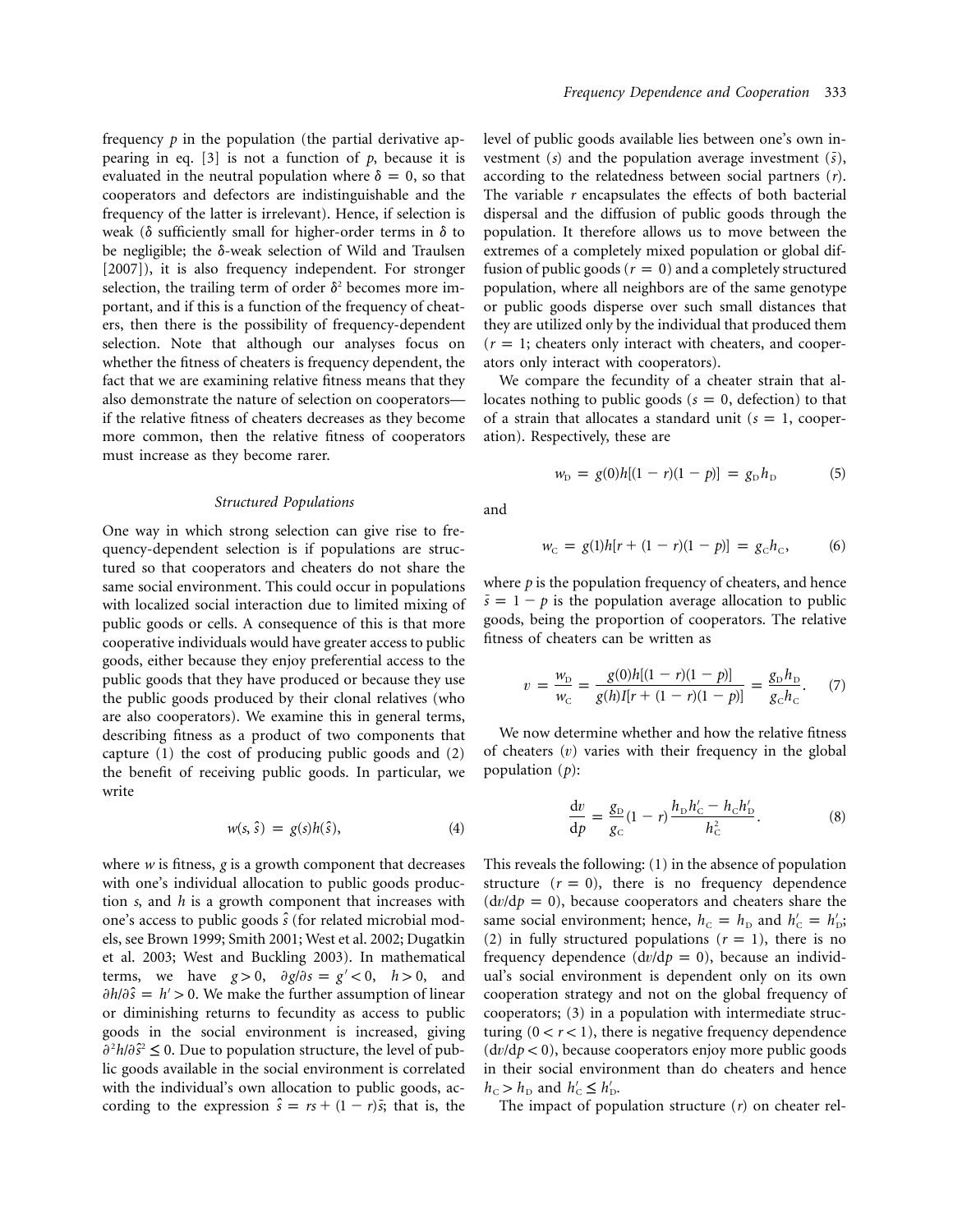frequency $p$ in the population (the partial derivative appearing in eq. [3] is not a function of $p$, because it is evaluated in the neutral population where $\delta = 0$, so that cooperators and defectors are indistinguishable and the frequency of the latter is irrelevant). Hence, if selection is weak ($\delta$ sufficiently small for higher-order terms in $\delta$ to be negligible; the $\delta$-weak selection of Wild and Traulsen [2007]), it is also frequency independent. For stronger selection, the trailing term of order $\delta^2$ becomes more important, and if this is a function of the frequency of cheaters, then there is the possibility of frequency-dependent selection. Note that although our analyses focus on whether the fitness of cheaters is frequency dependent, the fact that we are examining relative fitness means that they also demonstrate the nature of selection on cooperators—if the relative fitness of cheaters decreases as they become more common, then the relative fitness of cooperators must increase as they become rarer.

### *Structured Populations*

One way in which strong selection can give rise to frequency-dependent selection is if populations are structured so that cooperators and cheaters do not share the same social environment. This could occur in populations with localized social interaction due to limited mixing of public goods or cells. A consequence of this is that more cooperative individuals would have greater access to public goods, either because they enjoy preferential access to the public goods that they have produced or because they use the public goods produced by their clonal relatives (who are also cooperators). We examine this in general terms, describing fitness as a product of two components that capture (1) the cost of producing public goods and (2) the benefit of receiving public goods. In particular, we write

$$w(s, \hat{s}) = g(s)h(\hat{s}), \tag{4}$$

where $w$ is fitness, $g$ is a growth component that decreases with one's individual allocation to public goods production $s$, and $h$ is a growth component that increases with one's access to public goods $\hat{s}$ (for related microbial models, see Brown 1999; Smith 2001; West et al. 2002; Dugatkin et al. 2003; West and Buckling 2003). In mathematical terms, we have $g > 0$, $\partial g/\partial s = g' < 0$, $h > 0$, and $\partial h/\partial \hat{s} = h' > 0$. We make the further assumption of linear or diminishing returns to fecundity as access to public goods in the social environment is increased, giving $\partial^2 h/\partial \hat{s}^2 \leq 0$. Due to population structure, the level of public goods available in the social environment is correlated with the individual's own allocation to public goods, according to the expression $\hat{s} = rs + (1 - r)\bar{s}$; that is, the level of public goods available lies between one's own investment ($s$) and the population average investment ($\bar{s}$), according to the relatedness between social partners ($r$). The variable $r$ encapsulates the effects of both bacterial dispersal and the diffusion of public goods through the population. It therefore allows us to move between the extremes of a completely mixed population or global diffusion of public goods ($r = 0$) and a completely structured population, where all neighbors are of the same genotype or public goods disperse over such small distances that they are utilized only by the individual that produced them ($r = 1$; cheaters only interact with cheaters, and cooperators only interact with cooperators).

We compare the fecundity of a cheater strain that allocates nothing to public goods ($s = 0$, defection) to that of a strain that allocates a standard unit ($s = 1$, cooperation). Respectively, these are

$$w_{\mathrm{D}} = g(0)h[(1 - r)(1 - p)] = g_{\mathrm{D}}h_{\mathrm{D}} \tag{5}$$

and

$$w_{\mathrm{C}} = g(1)h[r + (1 - r)(1 - p)] = g_{\mathrm{C}}h_{\mathrm{C}}, \tag{6}$$

where $p$ is the population frequency of cheaters, and hence $\bar{s} = 1 - p$ is the population average allocation to public goods, being the proportion of cooperators. The relative fitness of cheaters can be written as

$$v = \frac{w_{\mathrm{D}}}{w_{\mathrm{C}}} = \frac{g(0)h[(1 - r)(1 - p)]}{g(h)I[r + (1 - r)(1 - p)]} = \frac{g_{\mathrm{D}}h_{\mathrm{D}}}{g_{\mathrm{C}}h_{\mathrm{C}}}. \tag{7}$$

We now determine whether and how the relative fitness of cheaters ($v$) varies with their frequency in the global population ($p$):

$$\frac{\mathrm{d}v}{\mathrm{d}p} = \frac{g_{\mathrm{D}}}{g_{\mathrm{C}}}(1 - r)\frac{h_{\mathrm{D}}h'_{\mathrm{C}} - h_{\mathrm{C}}h'_{\mathrm{D}}}{h_{\mathrm{C}}^2}. \tag{8}$$

This reveals the following: (1) in the absence of population structure ($r = 0$), there is no frequency dependence ($\mathrm{d}v/\mathrm{d}p = 0$), because cooperators and cheaters share the same social environment; hence, $h_{\mathrm{C}} = h_{\mathrm{D}}$ and $h'_{\mathrm{C}} = h'_{\mathrm{D}}$; (2) in fully structured populations ($r = 1$), there is no frequency dependence ($\mathrm{d}v/\mathrm{d}p = 0$), because an individual's social environment is dependent only on its own cooperation strategy and not on the global frequency of cooperators; (3) in a population with intermediate structuring ($0 < r < 1$), there is negative frequency dependence ($\mathrm{d}v/\mathrm{d}p < 0$), because cooperators enjoy more public goods in their social environment than do cheaters and hence $h_{\mathrm{C}} > h_{\mathrm{D}}$ and $h'_{\mathrm{C}} \leq h'_{\mathrm{D}}$.

The impact of population structure ($r$) on cheater rel-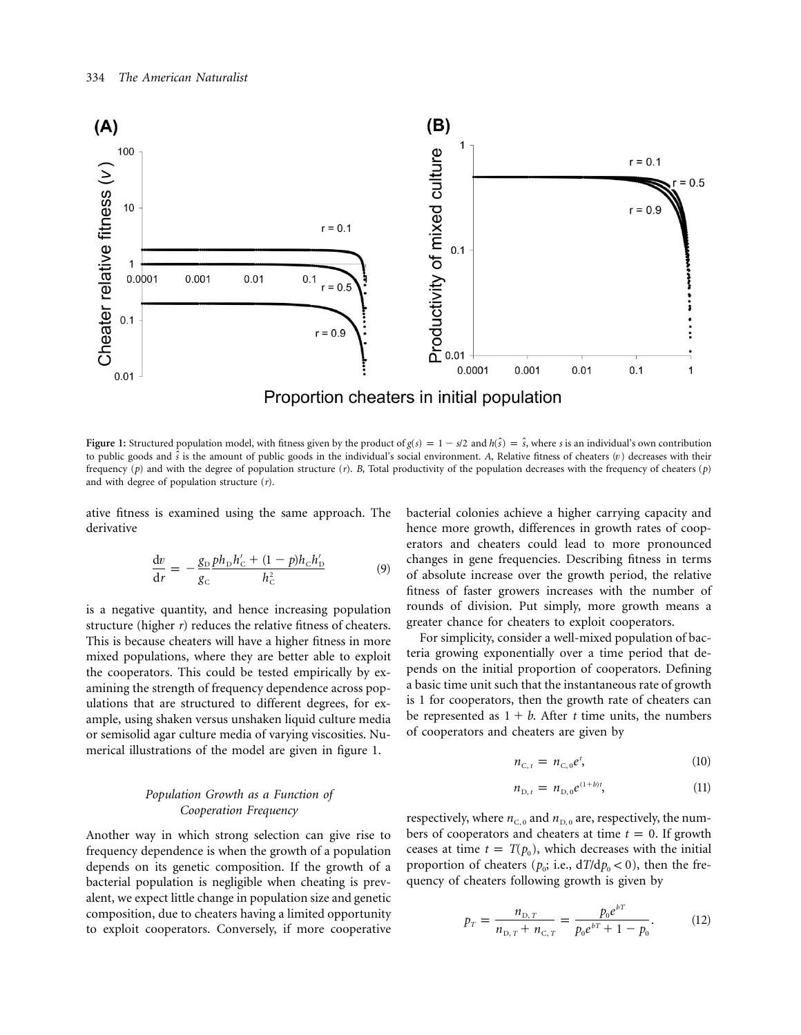**Figure 1:** Structured population model, with fitness given by the product of $g(s) = 1 - s/2$ and $h(\hat{s}) = \hat{s}$, where $s$ is an individual's own contribution to public goods and $\hat{s}$ is the amount of public goods in the individual's social environment. *A*, Relative fitness of cheaters ($v$) decreases with their frequency ($p$) and with the degree of population structure ($r$). *B*, Total productivity of the population decreases with the frequency of cheaters ($p$) and with degree of population structure ($r$).

ative fitness is examined using the same approach. The derivative

$$\frac{dv}{dr} = -\frac{g_D}{g_C}\frac{ph_D h'_C + (1-p)h_C h'_D}{h_C^2} \tag{9}$$

is a negative quantity, and hence increasing population structure (higher $r$) reduces the relative fitness of cheaters. This is because cheaters will have a higher fitness in more mixed populations, where they are better able to exploit the cooperators. This could be tested empirically by examining the strength of frequency dependence across populations that are structured to different degrees, for example, using shaken versus unshaken liquid culture media or semisolid agar culture media of varying viscosities. Numerical illustrations of the model are given in figure 1.

### *Population Growth as a Function of Cooperation Frequency*

Another way in which strong selection can give rise to frequency dependence is when the growth of a population depends on its genetic composition. If the growth of a bacterial population is negligible when cheating is prevalent, we expect little change in population size and genetic composition, due to cheaters having a limited opportunity to exploit cooperators. Conversely, if more cooperative bacterial colonies achieve a higher carrying capacity and hence more growth, differences in growth rates of cooperators and cheaters could lead to more pronounced changes in gene frequencies. Describing fitness in terms of absolute increase over the growth period, the relative fitness of faster growers increases with the number of rounds of division. Put simply, more growth means a greater chance for cheaters to exploit cooperators.

For simplicity, consider a well-mixed population of bacteria growing exponentially over a time period that depends on the initial proportion of cooperators. Defining a basic time unit such that the instantaneous rate of growth is 1 for cooperators, then the growth rate of cheaters can be represented as $1 + b$. After $t$ time units, the numbers of cooperators and cheaters are given by

$$n_{C,t} = n_{C,0}e^{t}, \tag{10}$$

$$n_{D,t} = n_{D,0}e^{(1+b)t}, \tag{11}$$

respectively, where $n_{C,0}$ and $n_{D,0}$ are, respectively, the numbers of cooperators and cheaters at time $t = 0$. If growth ceases at time $t = T(p_0)$, which decreases with the initial proportion of cheaters ($p_0$; i.e., $dT/dp_0 < 0$), then the frequency of cheaters following growth is given by

$$p_T = \frac{n_{D,T}}{n_{D,T} + n_{C,T}} = \frac{p_0 e^{bT}}{p_0 e^{bT} + 1 - p_0}. \tag{12}$$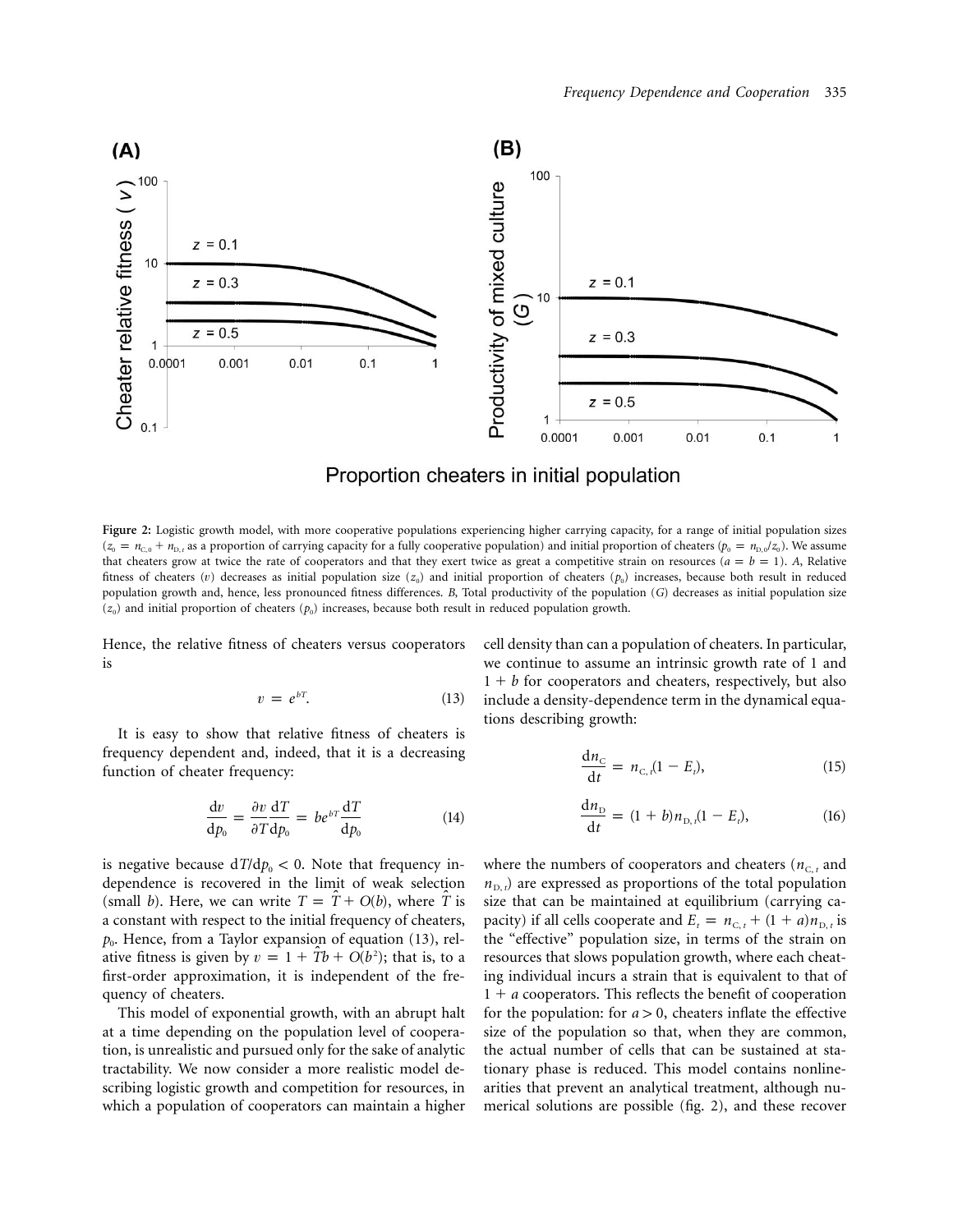**Figure 2:** Logistic growth model, with more cooperative populations experiencing higher carrying capacity, for a range of initial population sizes ($z_0 = n_{C,0} + n_{D,t}$ as a proportion of carrying capacity for a fully cooperative population) and initial proportion of cheaters ($p_0 = n_{D,0}/z_0$). We assume that cheaters grow at twice the rate of cooperators and that they exert twice as great a competitive strain on resources ($a = b = 1$). *A*, Relative fitness of cheaters ($v$) decreases as initial population size ($z_0$) and initial proportion of cheaters ($p_0$) increases, because both result in reduced population growth and, hence, less pronounced fitness differences. *B*, Total productivity of the population ($G$) decreases as initial population size ($z_0$) and initial proportion of cheaters ($p_0$) increases, because both result in reduced population growth.

Hence, the relative fitness of cheaters versus cooperators is

$$v = e^{bT}. \tag{13}$$

It is easy to show that relative fitness of cheaters is frequency dependent and, indeed, that it is a decreasing function of cheater frequency:

$$\frac{dv}{dp_0} = \frac{\partial v}{\partial T}\frac{dT}{dp_0} = be^{bT}\frac{dT}{dp_0} \tag{14}$$

is negative because $dT/dp_0 < 0$. Note that frequency independence is recovered in the limit of weak selection (small $b$). Here, we can write $T = \hat{T} + O(b)$, where $\hat{T}$ is a constant with respect to the initial frequency of cheaters, $p_0$. Hence, from a Taylor expansion of equation (13), relative fitness is given by $v = 1 + \hat{T}b + O(b^2)$; that is, to a first-order approximation, it is independent of the frequency of cheaters.

This model of exponential growth, with an abrupt halt at a time depending on the population level of cooperation, is unrealistic and pursued only for the sake of analytic tractability. We now consider a more realistic model describing logistic growth and competition for resources, in which a population of cooperators can maintain a higher cell density than can a population of cheaters. In particular, we continue to assume an intrinsic growth rate of 1 and $1 + b$ for cooperators and cheaters, respectively, but also include a density-dependence term in the dynamical equations describing growth:

$$\frac{dn_C}{dt} = n_{C,t}(1 - E_t), \tag{15}$$

$$\frac{dn_D}{dt} = (1 + b)n_{D,t}(1 - E_t), \tag{16}$$

where the numbers of cooperators and cheaters ($n_{C,t}$ and $n_{D,t}$) are expressed as proportions of the total population size that can be maintained at equilibrium (carrying capacity) if all cells cooperate and $E_t = n_{C,t} + (1 + a)n_{D,t}$ is the "effective" population size, in terms of the strain on resources that slows population growth, where each cheating individual incurs a strain that is equivalent to that of $1 + a$ cooperators. This reflects the benefit of cooperation for the population: for $a > 0$, cheaters inflate the effective size of the population so that, when they are common, the actual number of cells that can be sustained at stationary phase is reduced. This model contains nonlinearities that prevent an analytical treatment, although numerical solutions are possible (fig. 2), and these recover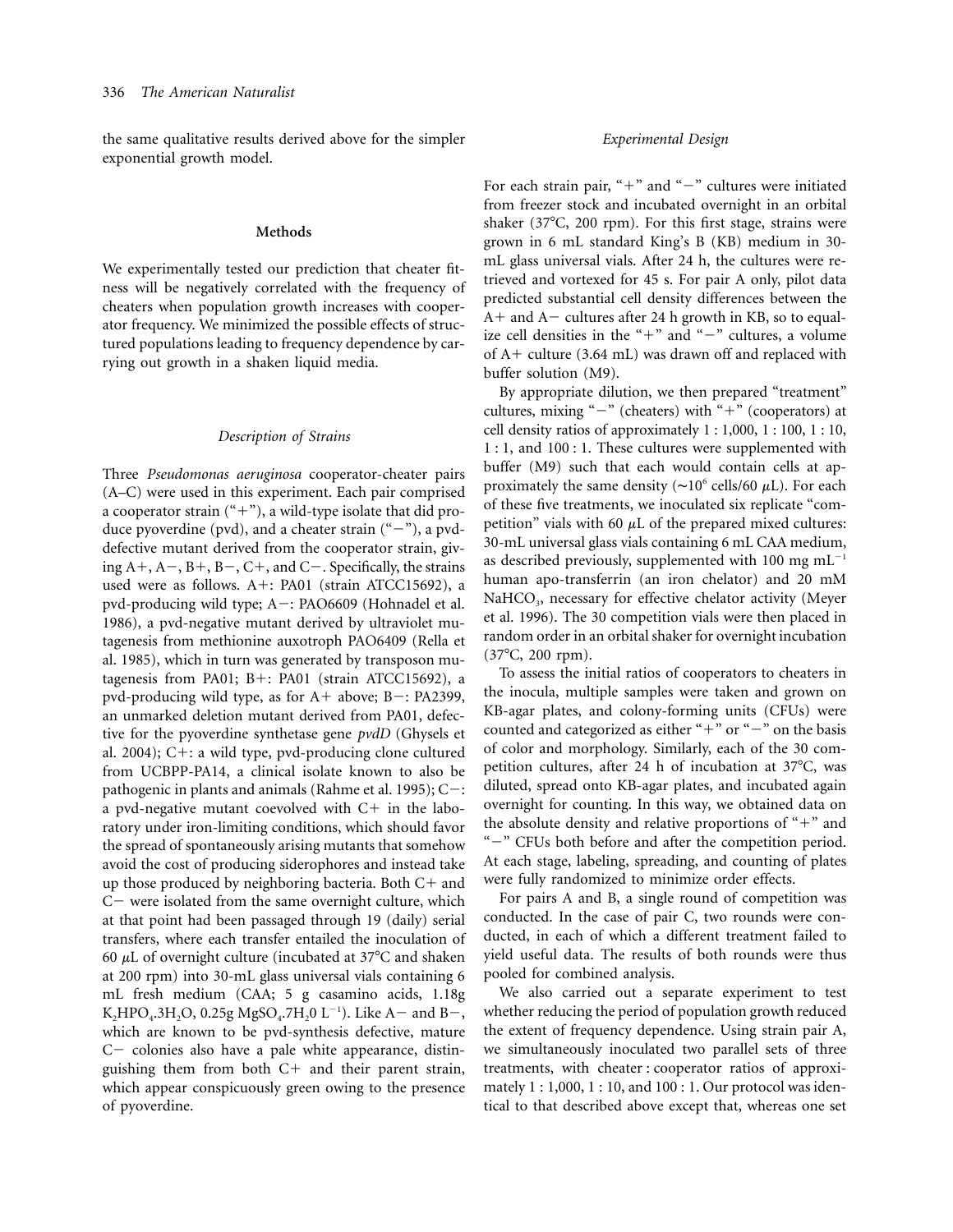the same qualitative results derived above for the simpler exponential growth model.

## Methods

We experimentally tested our prediction that cheater fitness will be negatively correlated with the frequency of cheaters when population growth increases with cooperator frequency. We minimized the possible effects of structured populations leading to frequency dependence by carrying out growth in a shaken liquid media.

### *Description of Strains*

Three *Pseudomonas aeruginosa* cooperator-cheater pairs (A–C) were used in this experiment. Each pair comprised a cooperator strain ("+"), a wild-type isolate that did produce pyoverdine (pvd), and a cheater strain ("−"), a pvd-defective mutant derived from the cooperator strain, giving A+, A−, B+, B−, C+, and C−. Specifically, the strains used were as follows. A+: PA01 (strain ATCC15692), a pvd-producing wild type; A−: PAO6609 (Hohnadel et al. 1986), a pvd-negative mutant derived by ultraviolet mutagenesis from methionine auxotroph PAO6409 (Rella et al. 1985), which in turn was generated by transposon mutagenesis from PA01; B+: PA01 (strain ATCC15692), a pvd-producing wild type, as for A+ above; B−: PA2399, an unmarked deletion mutant derived from PA01, defective for the pyoverdine synthetase gene *pvdD* (Ghysels et al. 2004); C+: a wild type, pvd-producing clone cultured from UCBPP-PA14, a clinical isolate known to also be pathogenic in plants and animals (Rahme et al. 1995); C−: a pvd-negative mutant coevolved with C+ in the laboratory under iron-limiting conditions, which should favor the spread of spontaneously arising mutants that somehow avoid the cost of producing siderophores and instead take up those produced by neighboring bacteria. Both C+ and C− were isolated from the same overnight culture, which at that point had been passaged through 19 (daily) serial transfers, where each transfer entailed the inoculation of 60 μL of overnight culture (incubated at 37°C and shaken at 200 rpm) into 30-mL glass universal vials containing 6 mL fresh medium (CAA; 5 g casamino acids, 1.18g $K_2HPO_4.3H_2O$, 0.25g $MgSO_4.7H_20$ $L^{-1}$). Like A− and B−, which are known to be pvd-synthesis defective, mature C− colonies also have a pale white appearance, distinguishing them from both C+ and their parent strain, which appear conspicuously green owing to the presence of pyoverdine.

### *Experimental Design*

For each strain pair, "+" and "−" cultures were initiated from freezer stock and incubated overnight in an orbital shaker (37°C, 200 rpm). For this first stage, strains were grown in 6 mL standard King's B (KB) medium in 30-mL glass universal vials. After 24 h, the cultures were retrieved and vortexed for 45 s. For pair A only, pilot data predicted substantial cell density differences between the A+ and A− cultures after 24 h growth in KB, so to equalize cell densities in the "+" and "−" cultures, a volume of A+ culture (3.64 mL) was drawn off and replaced with buffer solution (M9).

By appropriate dilution, we then prepared "treatment" cultures, mixing "−" (cheaters) with "+" (cooperators) at cell density ratios of approximately 1 : 1,000, 1 : 100, 1 : 10, 1 : 1, and 100 : 1. These cultures were supplemented with buffer (M9) such that each would contain cells at approximately the same density (~$10^6$ cells/60 μL). For each of these five treatments, we inoculated six replicate "competition" vials with 60 μL of the prepared mixed cultures: 30-mL universal glass vials containing 6 mL CAA medium, as described previously, supplemented with 100 mg $mL^{-1}$ human apo-transferrin (an iron chelator) and 20 mM $NaHCO_3$, necessary for effective chelator activity (Meyer et al. 1996). The 30 competition vials were then placed in random order in an orbital shaker for overnight incubation (37°C, 200 rpm).

To assess the initial ratios of cooperators to cheaters in the inocula, multiple samples were taken and grown on KB-agar plates, and colony-forming units (CFUs) were counted and categorized as either "+" or "−" on the basis of color and morphology. Similarly, each of the 30 competition cultures, after 24 h of incubation at 37°C, was diluted, spread onto KB-agar plates, and incubated again overnight for counting. In this way, we obtained data on the absolute density and relative proportions of "+" and "−" CFUs both before and after the competition period. At each stage, labeling, spreading, and counting of plates were fully randomized to minimize order effects.

For pairs A and B, a single round of competition was conducted. In the case of pair C, two rounds were conducted, in each of which a different treatment failed to yield useful data. The results of both rounds were thus pooled for combined analysis.

We also carried out a separate experiment to test whether reducing the period of population growth reduced the extent of frequency dependence. Using strain pair A, we simultaneously inoculated two parallel sets of three treatments, with cheater : cooperator ratios of approximately 1 : 1,000, 1 : 10, and 100 : 1. Our protocol was identical to that described above except that, whereas one set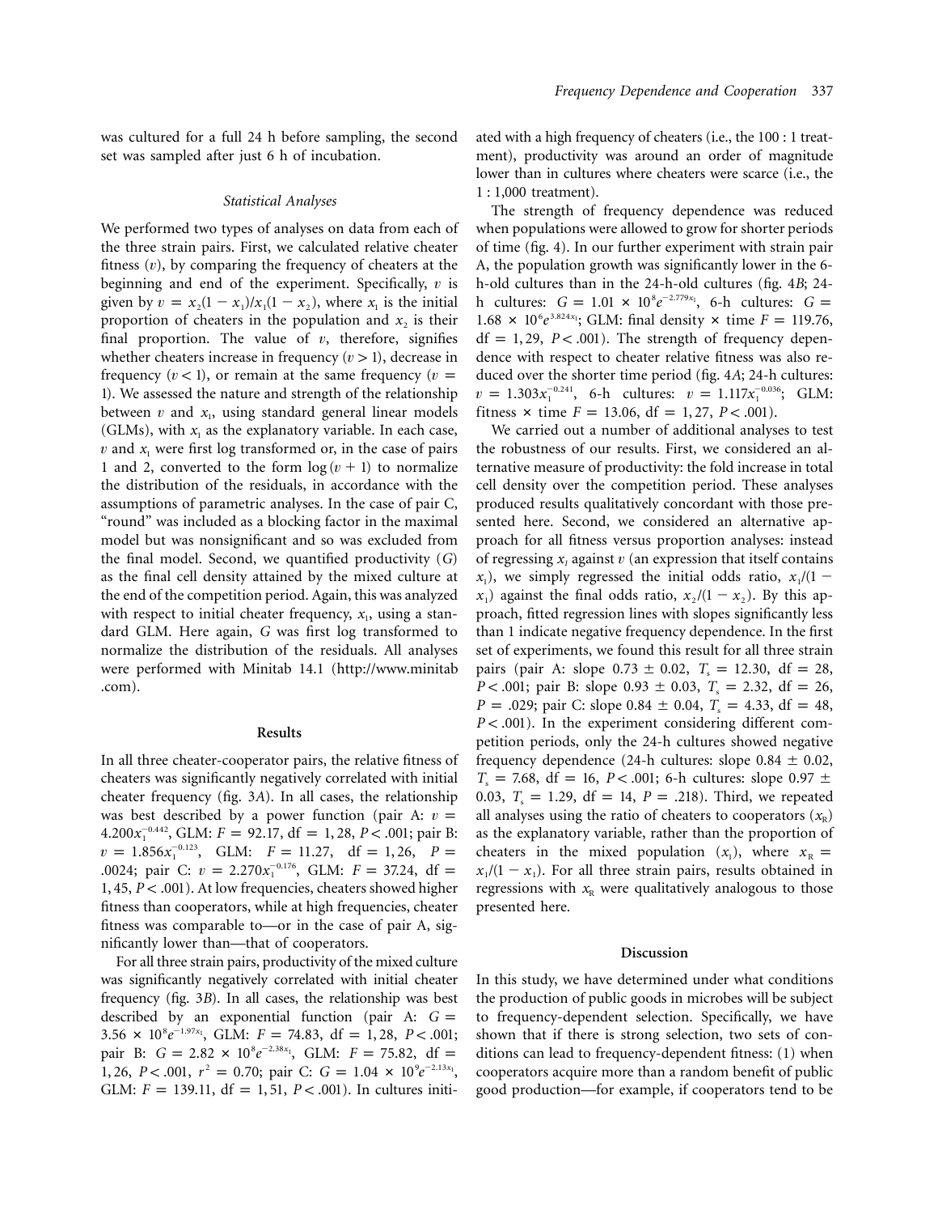was cultured for a full 24 h before sampling, the second set was sampled after just 6 h of incubation.

### Statistical Analyses

We performed two types of analyses on data from each of the three strain pairs. First, we calculated relative cheater fitness ($v$), by comparing the frequency of cheaters at the beginning and end of the experiment. Specifically, $v$ is given by $v = x_2(1 - x_1)/x_1(1 - x_2)$, where $x_1$ is the initial proportion of cheaters in the population and $x_2$ is their final proportion. The value of $v$, therefore, signifies whether cheaters increase in frequency ($v > 1$), decrease in frequency ($v < 1$), or remain at the same frequency ($v = 1$). We assessed the nature and strength of the relationship between $v$ and $x_1$, using standard general linear models (GLMs), with $x_1$ as the explanatory variable. In each case, $v$ and $x_1$ were first log transformed or, in the case of pairs 1 and 2, converted to the form $\log(v + 1)$ to normalize the distribution of the residuals, in accordance with the assumptions of parametric analyses. In the case of pair C, "round" was included as a blocking factor in the maximal model but was nonsignificant and so was excluded from the final model. Second, we quantified productivity ($G$) as the final cell density attained by the mixed culture at the end of the competition period. Again, this was analyzed with respect to initial cheater frequency, $x_1$, using a standard GLM. Here again, $G$ was first log transformed to normalize the distribution of the residuals. All analyses were performed with Minitab 14.1 (http://www.minitab.com).

## Results

In all three cheater-cooperator pairs, the relative fitness of cheaters was significantly negatively correlated with initial cheater frequency (fig. 3*A*). In all cases, the relationship was best described by a power function (pair A: $v = 4.200x_1^{-0.442}$, GLM: $F = 92.17$, $\text{df} = 1, 28$, $P < .001$; pair B: $v = 1.856x_1^{-0.123}$, GLM: $F = 11.27$, $\text{df} = 1, 26$, $P = .0024$; pair C: $v = 2.270x_1^{-0.176}$, GLM: $F = 37.24$, $\text{df} = 1, 45$, $P < .001$). At low frequencies, cheaters showed higher fitness than cooperators, while at high frequencies, cheater fitness was comparable to—or in the case of pair A, significantly lower than—that of cooperators.

For all three strain pairs, productivity of the mixed culture was significantly negatively correlated with initial cheater frequency (fig. 3*B*). In all cases, the relationship was best described by an exponential function (pair A: $G = 3.56 \times 10^8 e^{-1.97x_1}$, GLM: $F = 74.83$, $\text{df} = 1, 28$, $P < .001$; pair B: $G = 2.82 \times 10^8 e^{-2.38x_1}$, GLM: $F = 75.82$, $\text{df} = 1, 26$, $P < .001$, $r^2 = 0.70$; pair C: $G = 1.04 \times 10^9 e^{-2.13x_1}$, GLM: $F = 139.11$, $\text{df} = 1, 51$, $P < .001$). In cultures initiated with a high frequency of cheaters (i.e., the 100 : 1 treatment), productivity was around an order of magnitude lower than in cultures where cheaters were scarce (i.e., the 1 : 1,000 treatment).

The strength of frequency dependence was reduced when populations were allowed to grow for shorter periods of time (fig. 4). In our further experiment with strain pair A, the population growth was significantly lower in the 6-h-old cultures than in the 24-h-old cultures (fig. 4*B*; 24-h cultures: $G = 1.01 \times 10^8 e^{-2.779x_1}$, 6-h cultures: $G = 1.68 \times 10^6 e^{3.824x_1}$; GLM: final density × time $F = 119.76$, $\text{df} = 1, 29$, $P < .001$). The strength of frequency dependence with respect to cheater relative fitness was also reduced over the shorter time period (fig. 4*A*; 24-h cultures: $v = 1.303x_1^{-0.241}$, 6-h cultures: $v = 1.117x_1^{-0.036}$; GLM: fitness × time $F = 13.06$, $\text{df} = 1, 27$, $P < .001$).

We carried out a number of additional analyses to test the robustness of our results. First, we considered an alternative measure of productivity: the fold increase in total cell density over the competition period. These analyses produced results qualitatively concordant with those presented here. Second, we considered an alternative approach for all fitness versus proportion analyses: instead of regressing $x_1$ against $v$ (an expression that itself contains $x_1$), we simply regressed the initial odds ratio, $x_1/(1 - x_1)$ against the final odds ratio, $x_2/(1 - x_2)$. By this approach, fitted regression lines with slopes significantly less than 1 indicate negative frequency dependence. In the first set of experiments, we found this result for all three strain pairs (pair A: slope $0.73 \pm 0.02$, $T_s = 12.30$, $\text{df} = 28$, $P < .001$; pair B: slope $0.93 \pm 0.03$, $T_s = 2.32$, $\text{df} = 26$, $P = .029$; pair C: slope $0.84 \pm 0.04$, $T_s = 4.33$, $\text{df} = 48$, $P < .001$). In the experiment considering different competition periods, only the 24-h cultures showed negative frequency dependence (24-h cultures: slope $0.84 \pm 0.02$, $T_s = 7.68$, $\text{df} = 16$, $P < .001$; 6-h cultures: slope $0.97 \pm 0.03$, $T_s = 1.29$, $\text{df} = 14$, $P = .218$). Third, we repeated all analyses using the ratio of cheaters to cooperators ($x_R$) as the explanatory variable, rather than the proportion of cheaters in the mixed population ($x_1$), where $x_R = x_1/(1 - x_1)$. For all three strain pairs, results obtained in regressions with $x_R$ were qualitatively analogous to those presented here.

## Discussion

In this study, we have determined under what conditions the production of public goods in microbes will be subject to frequency-dependent selection. Specifically, we have shown that if there is strong selection, two sets of conditions can lead to frequency-dependent fitness: (1) when cooperators acquire more than a random benefit of public good production—for example, if cooperators tend to be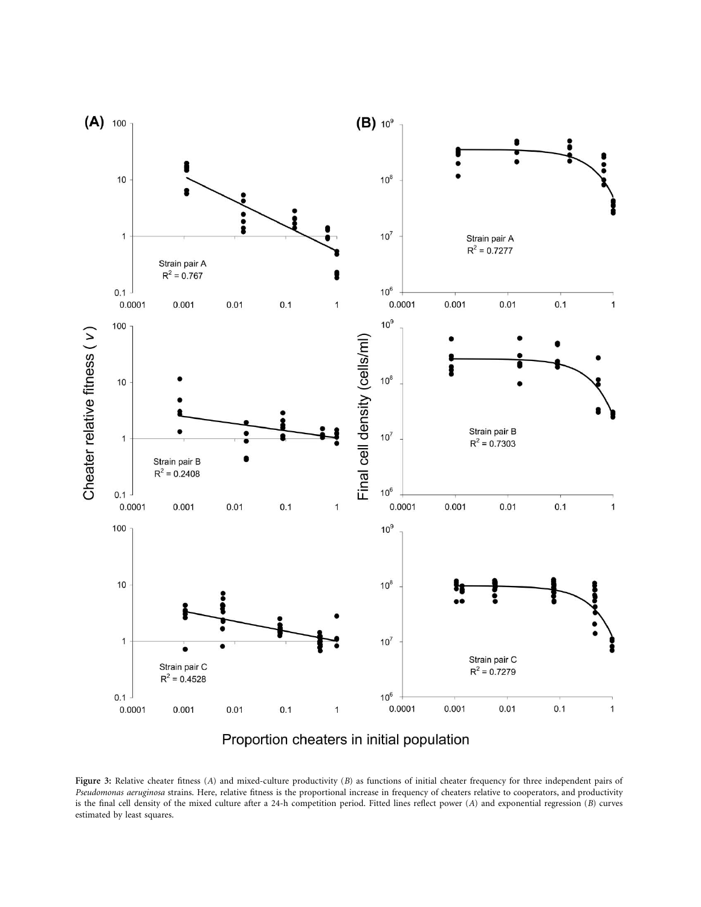**Figure 3:** Relative cheater fitness (*A*) and mixed-culture productivity (*B*) as functions of initial cheater frequency for three independent pairs of *Pseudomonas aeruginosa* strains. Here, relative fitness is the proportional increase in frequency of cheaters relative to cooperators, and productivity is the final cell density of the mixed culture after a 24-h competition period. Fitted lines reflect power (*A*) and exponential regression (*B*) curves estimated by least squares.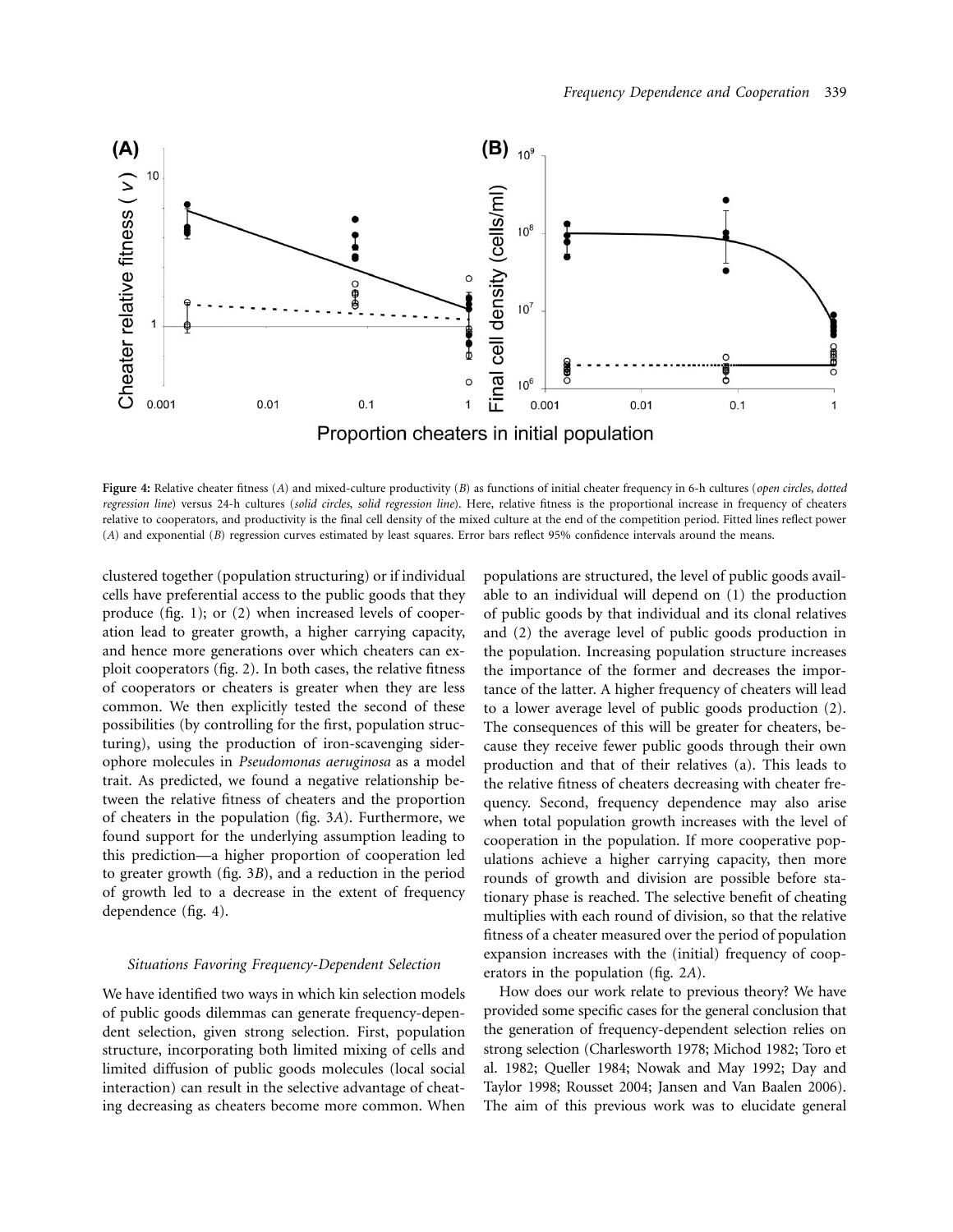Figure 4: Relative cheater fitness (*A*) and mixed-culture productivity (*B*) as functions of initial cheater frequency in 6-h cultures (*open circles*, *dotted regression line*) versus 24-h cultures (*solid circles*, *solid regression line*). Here, relative fitness is the proportional increase in frequency of cheaters relative to cooperators, and productivity is the final cell density of the mixed culture at the end of the competition period. Fitted lines reflect power (*A*) and exponential (*B*) regression curves estimated by least squares. Error bars reflect 95% confidence intervals around the means.

clustered together (population structuring) or if individual cells have preferential access to the public goods that they produce (fig. 1); or (2) when increased levels of cooperation lead to greater growth, a higher carrying capacity, and hence more generations over which cheaters can exploit cooperators (fig. 2). In both cases, the relative fitness of cooperators or cheaters is greater when they are less common. We then explicitly tested the second of these possibilities (by controlling for the first, population structuring), using the production of iron-scavenging siderophore molecules in *Pseudomonas aeruginosa* as a model trait. As predicted, we found a negative relationship between the relative fitness of cheaters and the proportion of cheaters in the population (fig. 3*A*). Furthermore, we found support for the underlying assumption leading to this prediction—a higher proportion of cooperation led to greater growth (fig. 3*B*), and a reduction in the period of growth led to a decrease in the extent of frequency dependence (fig. 4).

### *Situations Favoring Frequency-Dependent Selection*

We have identified two ways in which kin selection models of public goods dilemmas can generate frequency-dependent selection, given strong selection. First, population structure, incorporating both limited mixing of cells and limited diffusion of public goods molecules (local social interaction) can result in the selective advantage of cheating decreasing as cheaters become more common. When populations are structured, the level of public goods available to an individual will depend on (1) the production of public goods by that individual and its clonal relatives and (2) the average level of public goods production in the population. Increasing population structure increases the importance of the former and decreases the importance of the latter. A higher frequency of cheaters will lead to a lower average level of public goods production (2). The consequences of this will be greater for cheaters, because they receive fewer public goods through their own production and that of their relatives (a). This leads to the relative fitness of cheaters decreasing with cheater frequency. Second, frequency dependence may also arise when total population growth increases with the level of cooperation in the population. If more cooperative populations achieve a higher carrying capacity, then more rounds of growth and division are possible before stationary phase is reached. The selective benefit of cheating multiplies with each round of division, so that the relative fitness of a cheater measured over the period of population expansion increases with the (initial) frequency of cooperators in the population (fig. 2*A*).

How does our work relate to previous theory? We have provided some specific cases for the general conclusion that the generation of frequency-dependent selection relies on strong selection (Charlesworth 1978; Michod 1982; Toro et al. 1982; Queller 1984; Nowak and May 1992; Day and Taylor 1998; Rousset 2004; Jansen and Van Baalen 2006). The aim of this previous work was to elucidate general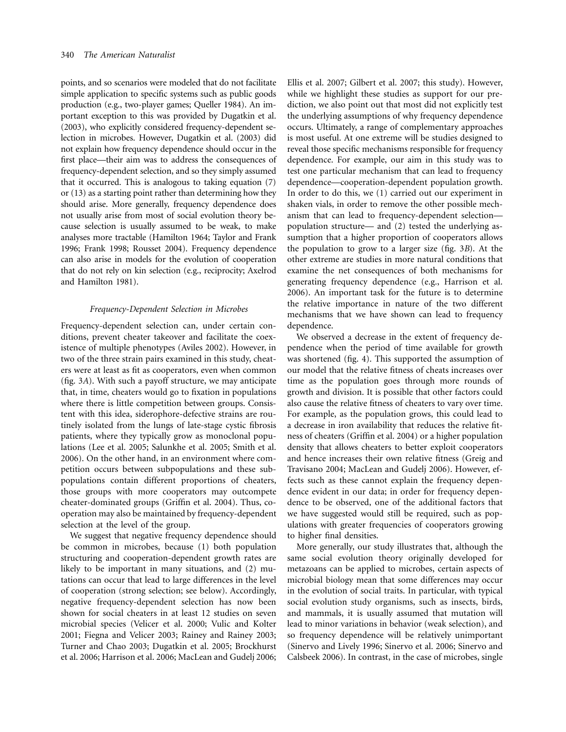points, and so scenarios were modeled that do not facilitate simple application to specific systems such as public goods production (e.g., two-player games; Queller 1984). An important exception to this was provided by Dugatkin et al. (2003), who explicitly considered frequency-dependent selection in microbes. However, Dugatkin et al. (2003) did not explain how frequency dependence should occur in the first place—their aim was to address the consequences of frequency-dependent selection, and so they simply assumed that it occurred. This is analogous to taking equation (7) or (13) as a starting point rather than determining how they should arise. More generally, frequency dependence does not usually arise from most of social evolution theory because selection is usually assumed to be weak, to make analyses more tractable (Hamilton 1964; Taylor and Frank 1996; Frank 1998; Rousset 2004). Frequency dependence can also arise in models for the evolution of cooperation that do not rely on kin selection (e.g., reciprocity; Axelrod and Hamilton 1981).

### *Frequency-Dependent Selection in Microbes*

Frequency-dependent selection can, under certain conditions, prevent cheater takeover and facilitate the coexistence of multiple phenotypes (Aviles 2002). However, in two of the three strain pairs examined in this study, cheaters were at least as fit as cooperators, even when common (fig. 3*A*). With such a payoff structure, we may anticipate that, in time, cheaters would go to fixation in populations where there is little competition between groups. Consistent with this idea, siderophore-defective strains are routinely isolated from the lungs of late-stage cystic fibrosis patients, where they typically grow as monoclonal populations (Lee et al. 2005; Salunkhe et al. 2005; Smith et al. 2006). On the other hand, in an environment where competition occurs between subpopulations and these subpopulations contain different proportions of cheaters, those groups with more cooperators may outcompete cheater-dominated groups (Griffin et al. 2004). Thus, cooperation may also be maintained by frequency-dependent selection at the level of the group.

We suggest that negative frequency dependence should be common in microbes, because (1) both population structuring and cooperation-dependent growth rates are likely to be important in many situations, and (2) mutations can occur that lead to large differences in the level of cooperation (strong selection; see below). Accordingly, negative frequency-dependent selection has now been shown for social cheaters in at least 12 studies on seven microbial species (Velicer et al. 2000; Vulic and Kolter 2001; Fiegna and Velicer 2003; Rainey and Rainey 2003; Turner and Chao 2003; Dugatkin et al. 2005; Brockhurst et al. 2006; Harrison et al. 2006; MacLean and Gudelj 2006; Ellis et al. 2007; Gilbert et al. 2007; this study). However, while we highlight these studies as support for our prediction, we also point out that most did not explicitly test the underlying assumptions of why frequency dependence occurs. Ultimately, a range of complementary approaches is most useful. At one extreme will be studies designed to reveal those specific mechanisms responsible for frequency dependence. For example, our aim in this study was to test one particular mechanism that can lead to frequency dependence—cooperation-dependent population growth. In order to do this, we (1) carried out our experiment in shaken vials, in order to remove the other possible mechanism that can lead to frequency-dependent selection—population structure— and (2) tested the underlying assumption that a higher proportion of cooperators allows the population to grow to a larger size (fig. 3*B*). At the other extreme are studies in more natural conditions that examine the net consequences of both mechanisms for generating frequency dependence (e.g., Harrison et al. 2006). An important task for the future is to determine the relative importance in nature of the two different mechanisms that we have shown can lead to frequency dependence.

We observed a decrease in the extent of frequency dependence when the period of time available for growth was shortened (fig. 4). This supported the assumption of our model that the relative fitness of cheats increases over time as the population goes through more rounds of growth and division. It is possible that other factors could also cause the relative fitness of cheaters to vary over time. For example, as the population grows, this could lead to a decrease in iron availability that reduces the relative fitness of cheaters (Griffin et al. 2004) or a higher population density that allows cheaters to better exploit cooperators and hence increases their own relative fitness (Greig and Travisano 2004; MacLean and Gudelj 2006). However, effects such as these cannot explain the frequency dependence evident in our data; in order for frequency dependence to be observed, one of the additional factors that we have suggested would still be required, such as populations with greater frequencies of cooperators growing to higher final densities.

More generally, our study illustrates that, although the same social evolution theory originally developed for metazoans can be applied to microbes, certain aspects of microbial biology mean that some differences may occur in the evolution of social traits. In particular, with typical social evolution study organisms, such as insects, birds, and mammals, it is usually assumed that mutation will lead to minor variations in behavior (weak selection), and so frequency dependence will be relatively unimportant (Sinervo and Lively 1996; Sinervo et al. 2006; Sinervo and Calsbeek 2006). In contrast, in the case of microbes, single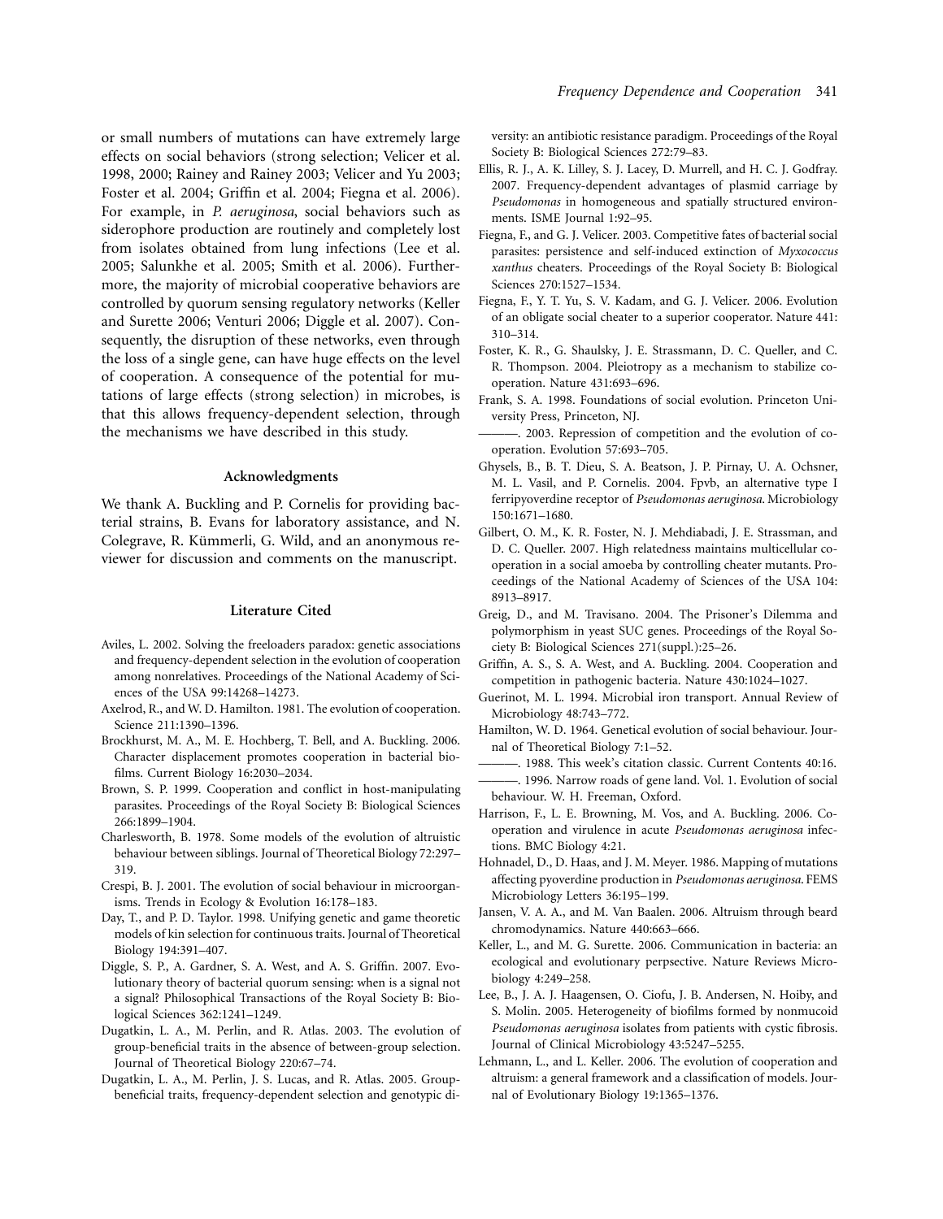or small numbers of mutations can have extremely large effects on social behaviors (strong selection; Velicer et al. 1998, 2000; Rainey and Rainey 2003; Velicer and Yu 2003; Foster et al. 2004; Griffin et al. 2004; Fiegna et al. 2006). For example, in *P. aeruginosa*, social behaviors such as siderophore production are routinely and completely lost from isolates obtained from lung infections (Lee et al. 2005; Salunkhe et al. 2005; Smith et al. 2006). Furthermore, the majority of microbial cooperative behaviors are controlled by quorum sensing regulatory networks (Keller and Surette 2006; Venturi 2006; Diggle et al. 2007). Consequently, the disruption of these networks, even through the loss of a single gene, can have huge effects on the level of cooperation. A consequence of the potential for mutations of large effects (strong selection) in microbes, is that this allows frequency-dependent selection, through the mechanisms we have described in this study.

## Acknowledgments

We thank A. Buckling and P. Cornelis for providing bacterial strains, B. Evans for laboratory assistance, and N. Colegrave, R. Kümmerli, G. Wild, and an anonymous reviewer for discussion and comments on the manuscript.

## Literature Cited

Aviles, L. 2002. Solving the freeloaders paradox: genetic associations and frequency-dependent selection in the evolution of cooperation among nonrelatives. Proceedings of the National Academy of Sciences of the USA 99:14268–14273.

Axelrod, R., and W. D. Hamilton. 1981. The evolution of cooperation. Science 211:1390–1396.

Brockhurst, M. A., M. E. Hochberg, T. Bell, and A. Buckling. 2006. Character displacement promotes cooperation in bacterial biofilms. Current Biology 16:2030–2034.

Brown, S. P. 1999. Cooperation and conflict in host-manipulating parasites. Proceedings of the Royal Society B: Biological Sciences 266:1899–1904.

Charlesworth, B. 1978. Some models of the evolution of altruistic behaviour between siblings. Journal of Theoretical Biology 72:297–319.

Crespi, B. J. 2001. The evolution of social behaviour in microorganisms. Trends in Ecology & Evolution 16:178–183.

Day, T., and P. D. Taylor. 1998. Unifying genetic and game theoretic models of kin selection for continuous traits. Journal of Theoretical Biology 194:391–407.

Diggle, S. P., A. Gardner, S. A. West, and A. S. Griffin. 2007. Evolutionary theory of bacterial quorum sensing: when is a signal not a signal? Philosophical Transactions of the Royal Society B: Biological Sciences 362:1241–1249.

Dugatkin, L. A., M. Perlin, and R. Atlas. 2003. The evolution of group-beneficial traits in the absence of between-group selection. Journal of Theoretical Biology 220:67–74.

Dugatkin, L. A., M. Perlin, J. S. Lucas, and R. Atlas. 2005. Group-beneficial traits, frequency-dependent selection and genotypic diversity: an antibiotic resistance paradigm. Proceedings of the Royal Society B: Biological Sciences 272:79–83.

Ellis, R. J., A. K. Lilley, S. J. Lacey, D. Murrell, and H. C. J. Godfray. 2007. Frequency-dependent advantages of plasmid carriage by *Pseudomonas* in homogeneous and spatially structured environments. ISME Journal 1:92–95.

Fiegna, F., and G. J. Velicer. 2003. Competitive fates of bacterial social parasites: persistence and self-induced extinction of *Myxococcus xanthus* cheaters. Proceedings of the Royal Society B: Biological Sciences 270:1527–1534.

Fiegna, F., Y. T. Yu, S. V. Kadam, and G. J. Velicer. 2006. Evolution of an obligate social cheater to a superior cooperator. Nature 441: 310–314.

Foster, K. R., G. Shaulsky, J. E. Strassmann, D. C. Queller, and C. R. Thompson. 2004. Pleiotropy as a mechanism to stabilize cooperation. Nature 431:693–696.

Frank, S. A. 1998. Foundations of social evolution. Princeton University Press, Princeton, NJ.

———. 2003. Repression of competition and the evolution of cooperation. Evolution 57:693–705.

Ghysels, B., B. T. Dieu, S. A. Beatson, J. P. Pirnay, U. A. Ochsner, M. L. Vasil, and P. Cornelis. 2004. Fpvb, an alternative type I ferripyoverdine receptor of *Pseudomonas aeruginosa*. Microbiology 150:1671–1680.

Gilbert, O. M., K. R. Foster, N. J. Mehdiabadi, J. E. Strassman, and D. C. Queller. 2007. High relatedness maintains multicellular cooperation in a social amoeba by controlling cheater mutants. Proceedings of the National Academy of Sciences of the USA 104: 8913–8917.

Greig, D., and M. Travisano. 2004. The Prisoner's Dilemma and polymorphism in yeast SUC genes. Proceedings of the Royal Society B: Biological Sciences 271(suppl.):25–26.

Griffin, A. S., S. A. West, and A. Buckling. 2004. Cooperation and competition in pathogenic bacteria. Nature 430:1024–1027.

Guerinot, M. L. 1994. Microbial iron transport. Annual Review of Microbiology 48:743–772.

Hamilton, W. D. 1964. Genetical evolution of social behaviour. Journal of Theoretical Biology 7:1–52.

———. 1988. This week's citation classic. Current Contents 40:16.

———. 1996. Narrow roads of gene land. Vol. 1. Evolution of social behaviour. W. H. Freeman, Oxford.

Harrison, F., L. E. Browning, M. Vos, and A. Buckling. 2006. Cooperation and virulence in acute *Pseudomonas aeruginosa* infections. BMC Biology 4:21.

Hohnadel, D., D. Haas, and J. M. Meyer. 1986. Mapping of mutations affecting pyoverdine production in *Pseudomonas aeruginosa*. FEMS Microbiology Letters 36:195–199.

Jansen, V. A. A., and M. Van Baalen. 2006. Altruism through beard chromodynamics. Nature 440:663–666.

Keller, L., and M. G. Surette. 2006. Communication in bacteria: an ecological and evolutionary perpsective. Nature Reviews Microbiology 4:249–258.

Lee, B., J. A. J. Haagensen, O. Ciofu, J. B. Andersen, N. Hoiby, and S. Molin. 2005. Heterogeneity of biofilms formed by nonmucoid *Pseudomonas aeruginosa* isolates from patients with cystic fibrosis. Journal of Clinical Microbiology 43:5247–5255.

Lehmann, L., and L. Keller. 2006. The evolution of cooperation and altruism: a general framework and a classification of models. Journal of Evolutionary Biology 19:1365–1376.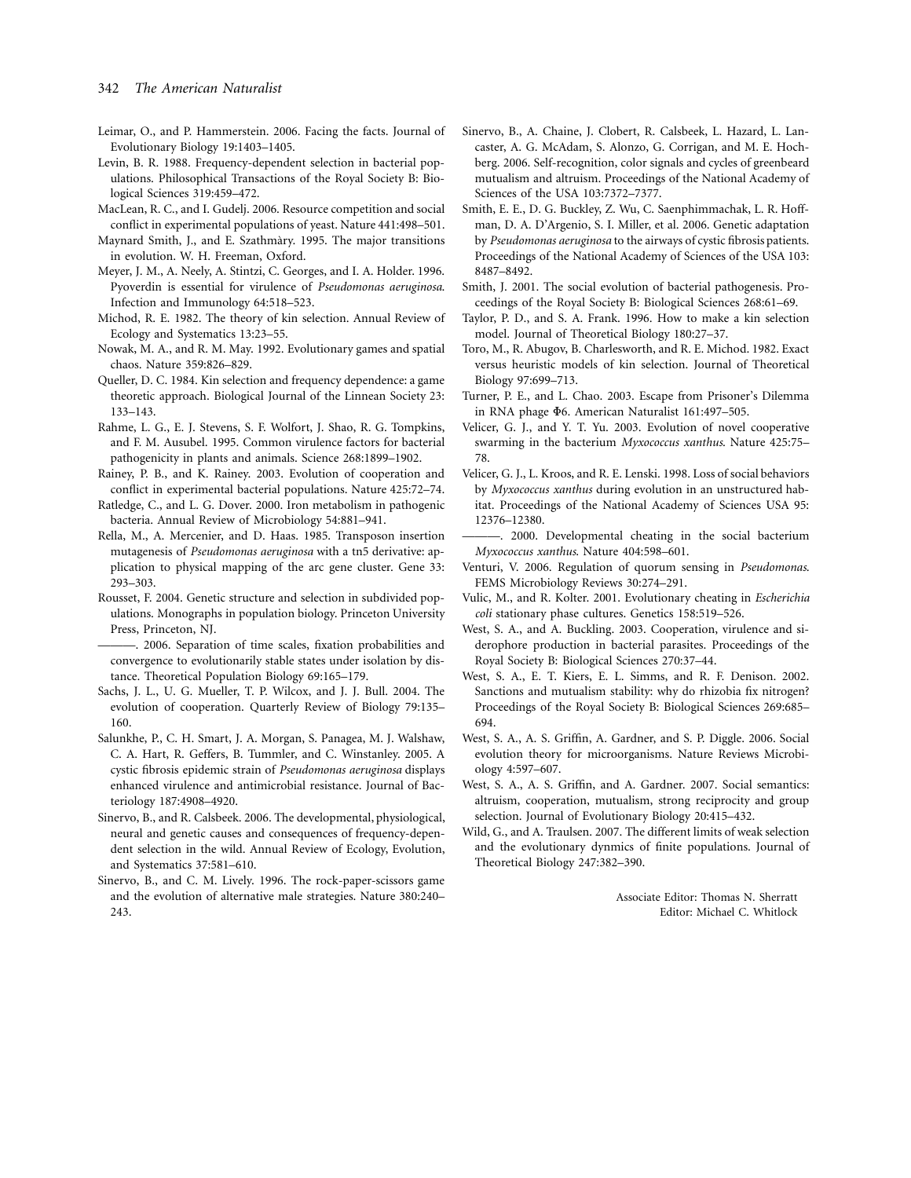Leimar, O., and P. Hammerstein. 2006. Facing the facts. Journal of Evolutionary Biology 19:1403–1405.

Levin, B. R. 1988. Frequency-dependent selection in bacterial populations. Philosophical Transactions of the Royal Society B: Biological Sciences 319:459–472.

MacLean, R. C., and I. Gudelj. 2006. Resource competition and social conflict in experimental populations of yeast. Nature 441:498–501.

Maynard Smith, J., and E. Szathmàry. 1995. The major transitions in evolution. W. H. Freeman, Oxford.

Meyer, J. M., A. Neely, A. Stintzi, C. Georges, and I. A. Holder. 1996. Pyoverdin is essential for virulence of *Pseudomonas aeruginosa*. Infection and Immunology 64:518–523.

Michod, R. E. 1982. The theory of kin selection. Annual Review of Ecology and Systematics 13:23–55.

Nowak, M. A., and R. M. May. 1992. Evolutionary games and spatial chaos. Nature 359:826–829.

Queller, D. C. 1984. Kin selection and frequency dependence: a game theoretic approach. Biological Journal of the Linnean Society 23: 133–143.

Rahme, L. G., E. J. Stevens, S. F. Wolfort, J. Shao, R. G. Tompkins, and F. M. Ausubel. 1995. Common virulence factors for bacterial pathogenicity in plants and animals. Science 268:1899–1902.

Rainey, P. B., and K. Rainey. 2003. Evolution of cooperation and conflict in experimental bacterial populations. Nature 425:72–74.

Ratledge, C., and L. G. Dover. 2000. Iron metabolism in pathogenic bacteria. Annual Review of Microbiology 54:881–941.

Rella, M., A. Mercenier, and D. Haas. 1985. Transposon insertion mutagenesis of *Pseudomonas aeruginosa* with a tn5 derivative: application to physical mapping of the arc gene cluster. Gene 33: 293–303.

Rousset, F. 2004. Genetic structure and selection in subdivided populations. Monographs in population biology. Princeton University Press, Princeton, NJ.

———. 2006. Separation of time scales, fixation probabilities and convergence to evolutionarily stable states under isolation by distance. Theoretical Population Biology 69:165–179.

Sachs, J. L., U. G. Mueller, T. P. Wilcox, and J. J. Bull. 2004. The evolution of cooperation. Quarterly Review of Biology 79:135–160.

Salunkhe, P., C. H. Smart, J. A. Morgan, S. Panagea, M. J. Walshaw, C. A. Hart, R. Geffers, B. Tummler, and C. Winstanley. 2005. A cystic fibrosis epidemic strain of *Pseudomonas aeruginosa* displays enhanced virulence and antimicrobial resistance. Journal of Bacteriology 187:4908–4920.

Sinervo, B., and R. Calsbeek. 2006. The developmental, physiological, neural and genetic causes and consequences of frequency-dependent selection in the wild. Annual Review of Ecology, Evolution, and Systematics 37:581–610.

Sinervo, B., and C. M. Lively. 1996. The rock-paper-scissors game and the evolution of alternative male strategies. Nature 380:240–243.

Sinervo, B., A. Chaine, J. Clobert, R. Calsbeek, L. Hazard, L. Lancaster, A. G. McAdam, S. Alonzo, G. Corrigan, and M. E. Hochberg. 2006. Self-recognition, color signals and cycles of greenbeard mutualism and altruism. Proceedings of the National Academy of Sciences of the USA 103:7372–7377.

Smith, E. E., D. G. Buckley, Z. Wu, C. Saenphimmachak, L. R. Hoffman, D. A. D'Argenio, S. I. Miller, et al. 2006. Genetic adaptation by *Pseudomonas aeruginosa* to the airways of cystic fibrosis patients. Proceedings of the National Academy of Sciences of the USA 103: 8487–8492.

Smith, J. 2001. The social evolution of bacterial pathogenesis. Proceedings of the Royal Society B: Biological Sciences 268:61–69.

Taylor, P. D., and S. A. Frank. 1996. How to make a kin selection model. Journal of Theoretical Biology 180:27–37.

Toro, M., R. Abugov, B. Charlesworth, and R. E. Michod. 1982. Exact versus heuristic models of kin selection. Journal of Theoretical Biology 97:699–713.

Turner, P. E., and L. Chao. 2003. Escape from Prisoner's Dilemma in RNA phage Φ6. American Naturalist 161:497–505.

Velicer, G. J., and Y. T. Yu. 2003. Evolution of novel cooperative swarming in the bacterium *Myxococcus xanthus*. Nature 425:75–78.

Velicer, G. J., L. Kroos, and R. E. Lenski. 1998. Loss of social behaviors by *Myxococcus xanthus* during evolution in an unstructured habitat. Proceedings of the National Academy of Sciences USA 95: 12376–12380.

———. 2000. Developmental cheating in the social bacterium *Myxococcus xanthus*. Nature 404:598–601.

Venturi, V. 2006. Regulation of quorum sensing in *Pseudomonas*. FEMS Microbiology Reviews 30:274–291.

Vulic, M., and R. Kolter. 2001. Evolutionary cheating in *Escherichia coli* stationary phase cultures. Genetics 158:519–526.

West, S. A., and A. Buckling. 2003. Cooperation, virulence and siderophore production in bacterial parasites. Proceedings of the Royal Society B: Biological Sciences 270:37–44.

West, S. A., E. T. Kiers, E. L. Simms, and R. F. Denison. 2002. Sanctions and mutualism stability: why do rhizobia fix nitrogen? Proceedings of the Royal Society B: Biological Sciences 269:685–694.

West, S. A., A. S. Griffin, A. Gardner, and S. P. Diggle. 2006. Social evolution theory for microorganisms. Nature Reviews Microbiology 4:597–607.

West, S. A., A. S. Griffin, and A. Gardner. 2007. Social semantics: altruism, cooperation, mutualism, strong reciprocity and group selection. Journal of Evolutionary Biology 20:415–432.

Wild, G., and A. Traulsen. 2007. The different limits of weak selection and the evolutionary dynmics of finite populations. Journal of Theoretical Biology 247:382–390.

Associate Editor: Thomas N. Sherratt
Editor: Michael C. Whitlock